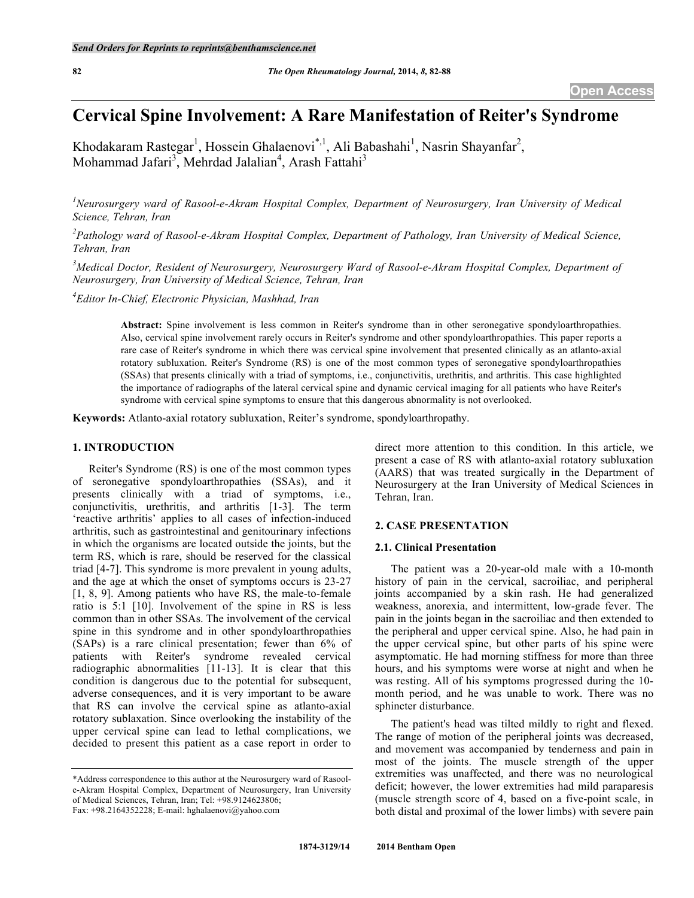Open Access

# Cervical Spine Involvement: A Rare Manifestation of Reiter's Syndrome

Khodakaram Rastegar[1], Hossein Ghalaenovi[*,1], Ali Babashahi[1], Nasrin Shayanfar[2], Mohammad Jafari[3], Mehrdad Jalalian[4], Arash Fattahi[3]

*[1]Neurosurgery ward of Rasool-e-Akram Hospital Complex, Department of Neurosurgery, Iran University of Medical Science, Tehran, Iran*

*[2]Pathology ward of Rasool-e-Akram Hospital Complex, Department of Pathology, Iran University of Medical Science, Tehran, Iran*

*[3]Medical Doctor, Resident of Neurosurgery, Neurosurgery Ward of Rasool-e-Akram Hospital Complex, Department of Neurosurgery, Iran University of Medical Science, Tehran, Iran*

*[4]Editor In-Chief, Electronic Physician, Mashhad, Iran*

**Abstract:** Spine involvement is less common in Reiter's syndrome than in other seronegative spondyloarthropathies. Also, cervical spine involvement rarely occurs in Reiter's syndrome and other spondyloarthropathies. This paper reports a rare case of Reiter's syndrome in which there was cervical spine involvement that presented clinically as an atlanto-axial rotatory subluxation. Reiter's Syndrome (RS) is one of the most common types of seronegative spondyloarthropathies (SSAs) that presents clinically with a triad of symptoms, i.e., conjunctivitis, urethritis, and arthritis. This case highlighted the importance of radiographs of the lateral cervical spine and dynamic cervical imaging for all patients who have Reiter's syndrome with cervical spine symptoms to ensure that this dangerous abnormality is not overlooked.

**Keywords:** Atlanto-axial rotatory subluxation, Reiter's syndrome, spondyloarthropathy.

## 1. INTRODUCTION

Reiter's Syndrome (RS) is one of the most common types of seronegative spondyloarthropathies (SSAs), and it presents clinically with a triad of symptoms, i.e., conjunctivitis, urethritis, and arthritis [1-3]. The term 'reactive arthritis' applies to all cases of infection-induced arthritis, such as gastrointestinal and genitourinary infections in which the organisms are located outside the joints, but the term RS, which is rare, should be reserved for the classical triad [4-7]. This syndrome is more prevalent in young adults, and the age at which the onset of symptoms occurs is 23-27 [1, 8, 9]. Among patients who have RS, the male-to-female ratio is 5:1 [10]. Involvement of the spine in RS is less common than in other SSAs. The involvement of the cervical spine in this syndrome and in other spondyloarthropathies (SAPs) is a rare clinical presentation; fewer than 6% of patients with Reiter's syndrome revealed cervical radiographic abnormalities [11-13]. It is clear that this condition is dangerous due to the potential for subsequent, adverse consequences, and it is very important to be aware that RS can involve the cervical spine as atlanto-axial rotatory sublaxation. Since overlooking the instability of the upper cervical spine can lead to lethal complications, we decided to present this patient as a case report in order to direct more attention to this condition. In this article, we present a case of RS with atlanto-axial rotatory subluxation (AARS) that was treated surgically in the Department of Neurosurgery at the Iran University of Medical Sciences in Tehran, Iran.

## 2. CASE PRESENTATION

### 2.1. Clinical Presentation

The patient was a 20-year-old male with a 10-month history of pain in the cervical, sacroiliac, and peripheral joints accompanied by a skin rash. He had generalized weakness, anorexia, and intermittent, low-grade fever. The pain in the joints began in the sacroiliac and then extended to the peripheral and upper cervical spine. Also, he had pain in the upper cervical spine, but other parts of his spine were asymptomatic. He had morning stiffness for more than three hours, and his symptoms were worse at night and when he was resting. All of his symptoms progressed during the 10-month period, and he was unable to work. There was no sphincter disturbance.

The patient's head was tilted mildly to right and flexed. The range of motion of the peripheral joints was decreased, and movement was accompanied by tenderness and pain in most of the joints. The muscle strength of the upper extremities was unaffected, and there was no neurological deficit; however, the lower extremities had mild paraparesis (muscle strength score of 4, based on a five-point scale, in both distal and proximal of the lower limbs) with severe pain

*Address correspondence to this author at the Neurosurgery ward of Rasool-e-Akram Hospital Complex, Department of Neurosurgery, Iran University of Medical Sciences, Tehran, Iran; Tel: +98.9124623806; Fax: +98.2164352228; E-mail: hghalaenovi@yahoo.com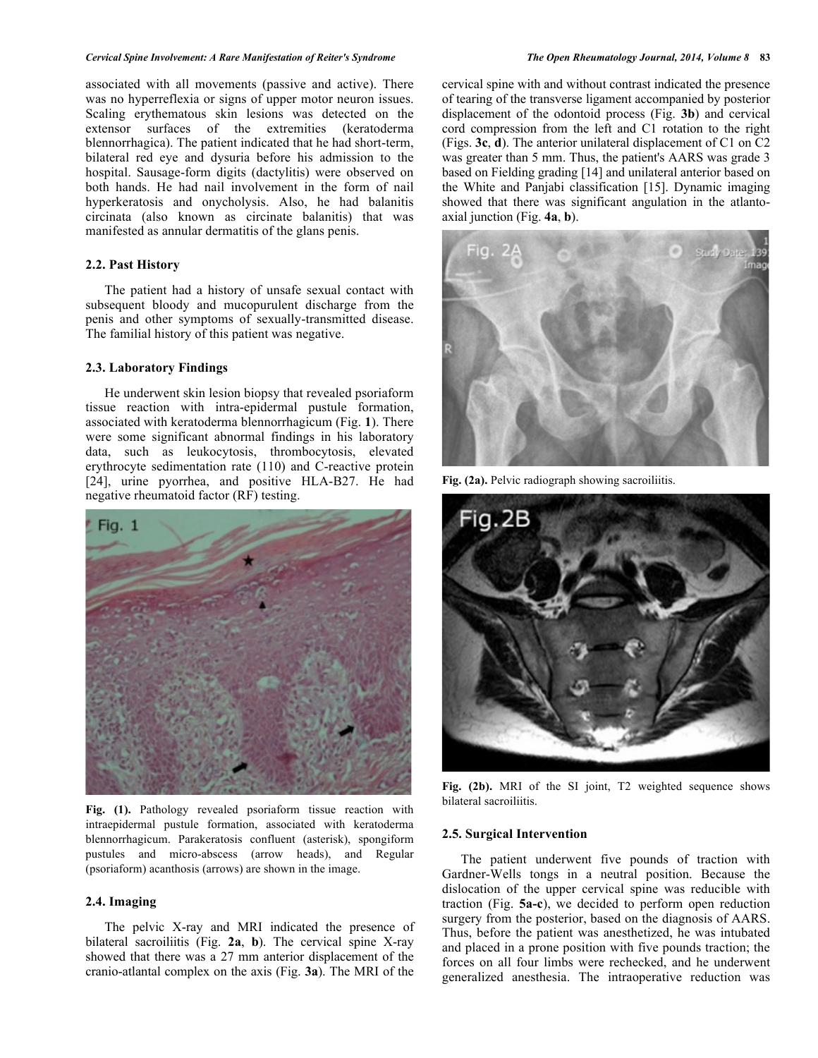associated with all movements (passive and active). There was no hyperreflexia or signs of upper motor neuron issues. Scaling erythematous skin lesions was detected on the extensor surfaces of the extremities (keratoderma blennorrhagica). The patient indicated that he had short-term, bilateral red eye and dysuria before his admission to the hospital. Sausage-form digits (dactylitis) were observed on both hands. He had nail involvement in the form of nail hyperkeratosis and onycholysis. Also, he had balanitis circinata (also known as circinate balanitis) that was manifested as annular dermatitis of the glans penis.

### 2.2. Past History

The patient had a history of unsafe sexual contact with subsequent bloody and mucopurulent discharge from the penis and other symptoms of sexually-transmitted disease. The familial history of this patient was negative.

### 2.3. Laboratory Findings

He underwent skin lesion biopsy that revealed psoriaform tissue reaction with intra-epidermal pustule formation, associated with keratoderma blennorrhagicum (Fig. **1**). There were some significant abnormal findings in his laboratory data, such as leukocytosis, thrombocytosis, elevated erythrocyte sedimentation rate (110) and C-reactive protein [24], urine pyorrhea, and positive HLA-B27. He had negative rheumatoid factor (RF) testing.

**Fig. (1).** Pathology revealed psoriaform tissue reaction with intraepidermal pustule formation, associated with keratoderma blennorrhagicum. Parakeratosis confluent (asterisk), spongiform pustules and micro-abscess (arrow heads), and Regular (psoriaform) acanthosis (arrows) are shown in the image.

### 2.4. Imaging

The pelvic X-ray and MRI indicated the presence of bilateral sacroiliitis (Fig. **2a**, **b**). The cervical spine X-ray showed that there was a 27 mm anterior displacement of the cranio-atlantal complex on the axis (Fig. **3a**). The MRI of the cervical spine with and without contrast indicated the presence of tearing of the transverse ligament accompanied by posterior displacement of the odontoid process (Fig. **3b**) and cervical cord compression from the left and C1 rotation to the right (Figs. **3c**, **d**). The anterior unilateral displacement of C1 on C2 was greater than 5 mm. Thus, the patient's AARS was grade 3 based on Fielding grading [14] and unilateral anterior based on the White and Panjabi classification [15]. Dynamic imaging showed that there was significant angulation in the atlanto-axial junction (Fig. **4a**, **b**).

**Fig. (2a).** Pelvic radiograph showing sacroiliitis.

**Fig. (2b).** MRI of the SI joint, T2 weighted sequence shows bilateral sacroiliitis.

### 2.5. Surgical Intervention

The patient underwent five pounds of traction with Gardner-Wells tongs in a neutral position. Because the dislocation of the upper cervical spine was reducible with traction (Fig. **5a-c**), we decided to perform open reduction surgery from the posterior, based on the diagnosis of AARS. Thus, before the patient was anesthetized, he was intubated and placed in a prone position with five pounds traction; the forces on all four limbs were rechecked, and he underwent generalized anesthesia. The intraoperative reduction was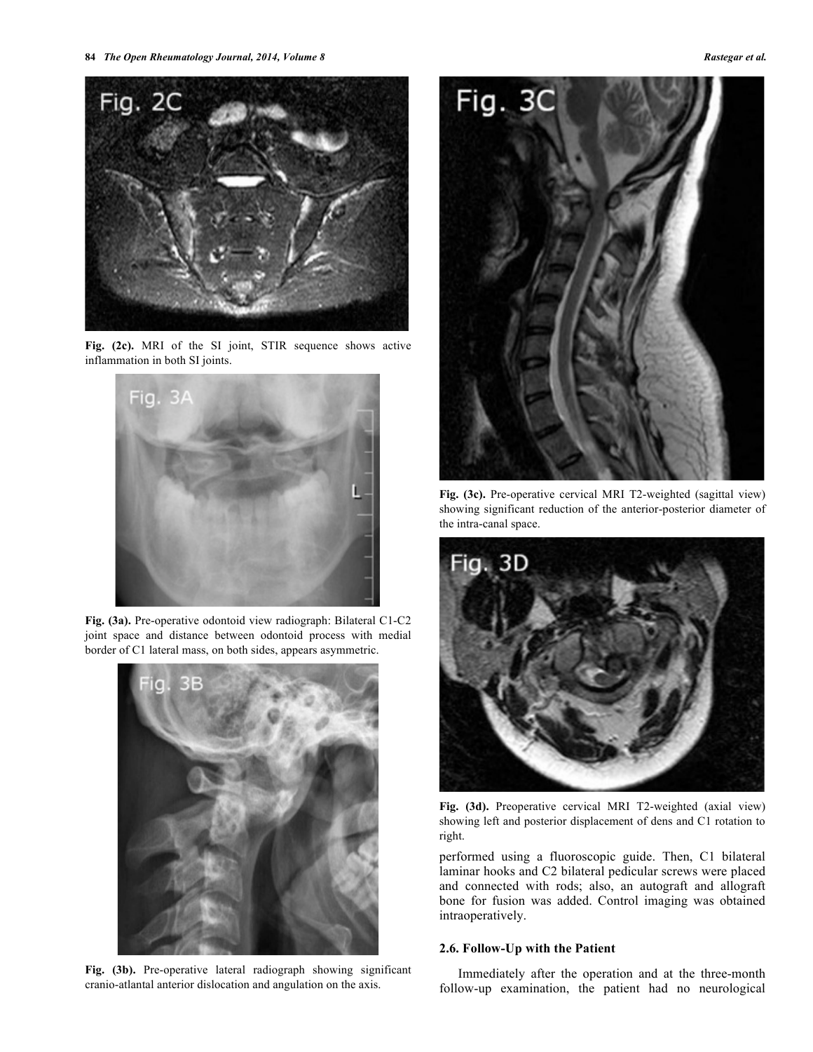Fig. (2c). MRI of the SI joint, STIR sequence shows active inflammation in both SI joints.

Fig. (3a). Pre-operative odontoid view radiograph: Bilateral C1-C2 joint space and distance between odontoid process with medial border of C1 lateral mass, on both sides, appears asymmetric.

Fig. (3b). Pre-operative lateral radiograph showing significant cranio-atlantal anterior dislocation and angulation on the axis.

Fig. (3c). Pre-operative cervical MRI T2-weighted (sagittal view) showing significant reduction of the anterior-posterior diameter of the intra-canal space.

Fig. (3d). Preoperative cervical MRI T2-weighted (axial view) showing left and posterior displacement of dens and C1 rotation to right.

performed using a fluoroscopic guide. Then, C1 bilateral laminar hooks and C2 bilateral pedicular screws were placed and connected with rods; also, an autograft and allograft bone for fusion was added. Control imaging was obtained intraoperatively.

### 2.6. Follow-Up with the Patient

Immediately after the operation and at the three-month follow-up examination, the patient had no neurological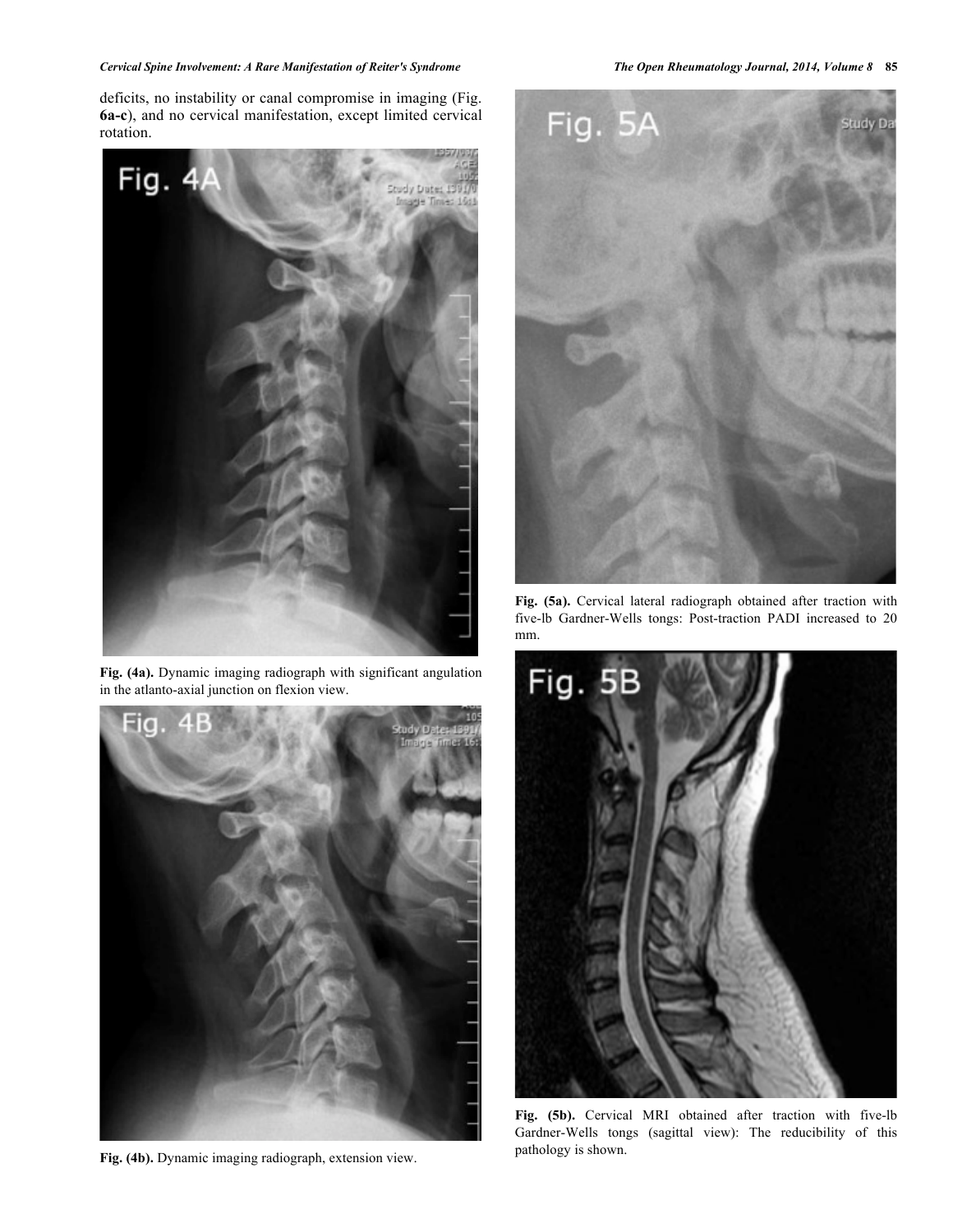deficits, no instability or canal compromise in imaging (Fig. **6a-c**), and no cervical manifestation, except limited cervical rotation.

**Fig. (4a).** Dynamic imaging radiograph with significant angulation in the atlanto-axial junction on flexion view.

**Fig. (4b).** Dynamic imaging radiograph, extension view.

**Fig. (5a).** Cervical lateral radiograph obtained after traction with five-lb Gardner-Wells tongs: Post-traction PADI increased to 20 mm.

**Fig. (5b).** Cervical MRI obtained after traction with five-lb Gardner-Wells tongs (sagittal view): The reducibility of this pathology is shown.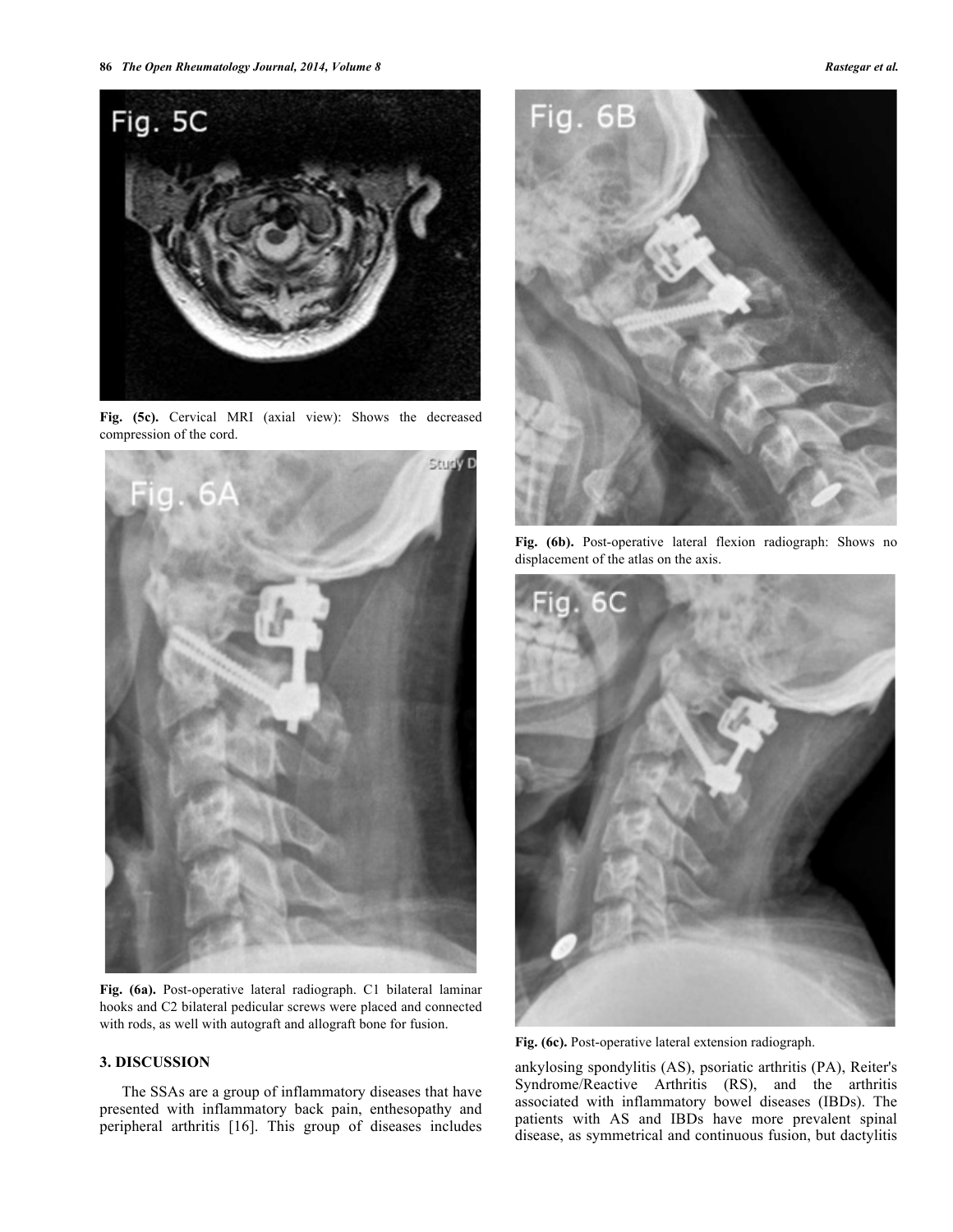Fig. (5c). Cervical MRI (axial view): Shows the decreased compression of the cord.

Fig. (6a). Post-operative lateral radiograph. C1 bilateral laminar hooks and C2 bilateral pedicular screws were placed and connected with rods, as well with autograft and allograft bone for fusion.

Fig. (6b). Post-operative lateral flexion radiograph: Shows no displacement of the atlas on the axis.

Fig. (6c). Post-operative lateral extension radiograph.

## 3. DISCUSSION

The SSAs are a group of inflammatory diseases that have presented with inflammatory back pain, enthesopathy and peripheral arthritis [16]. This group of diseases includes ankylosing spondylitis (AS), psoriatic arthritis (PA), Reiter's Syndrome/Reactive Arthritis (RS), and the arthritis associated with inflammatory bowel diseases (IBDs). The patients with AS and IBDs have more prevalent spinal disease, as symmetrical and continuous fusion, but dactylitis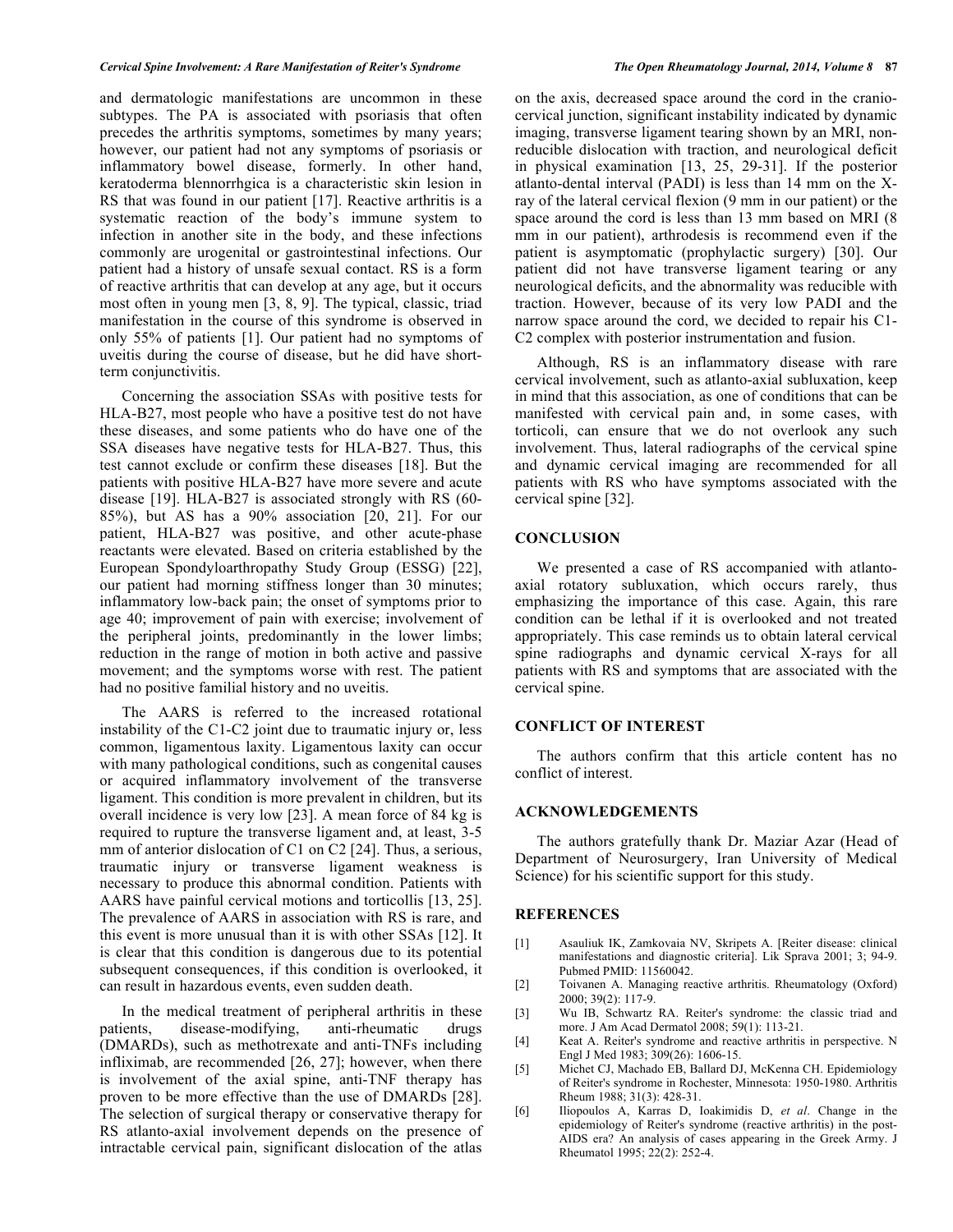and dermatologic manifestations are uncommon in these subtypes. The PA is associated with psoriasis that often precedes the arthritis symptoms, sometimes by many years; however, our patient had not any symptoms of psoriasis or inflammatory bowel disease, formerly. In other hand, keratoderma blennorrhgica is a characteristic skin lesion in RS that was found in our patient [17]. Reactive arthritis is a systematic reaction of the body's immune system to infection in another site in the body, and these infections commonly are urogenital or gastrointestinal infections. Our patient had a history of unsafe sexual contact. RS is a form of reactive arthritis that can develop at any age, but it occurs most often in young men [3, 8, 9]. The typical, classic, triad manifestation in the course of this syndrome is observed in only 55% of patients [1]. Our patient had no symptoms of uveitis during the course of disease, but he did have short-term conjunctivitis.

Concerning the association SSAs with positive tests for HLA-B27, most people who have a positive test do not have these diseases, and some patients who do have one of the SSA diseases have negative tests for HLA-B27. Thus, this test cannot exclude or confirm these diseases [18]. But the patients with positive HLA-B27 have more severe and acute disease [19]. HLA-B27 is associated strongly with RS (60-85%), but AS has a 90% association [20, 21]. For our patient, HLA-B27 was positive, and other acute-phase reactants were elevated. Based on criteria established by the European Spondyloarthropathy Study Group (ESSG) [22], our patient had morning stiffness longer than 30 minutes; inflammatory low-back pain; the onset of symptoms prior to age 40; improvement of pain with exercise; involvement of the peripheral joints, predominantly in the lower limbs; reduction in the range of motion in both active and passive movement; and the symptoms worse with rest. The patient had no positive familial history and no uveitis.

The AARS is referred to the increased rotational instability of the C1-C2 joint due to traumatic injury or, less common, ligamentous laxity. Ligamentous laxity can occur with many pathological conditions, such as congenital causes or acquired inflammatory involvement of the transverse ligament. This condition is more prevalent in children, but its overall incidence is very low [23]. A mean force of 84 kg is required to rupture the transverse ligament and, at least, 3-5 mm of anterior dislocation of C1 on C2 [24]. Thus, a serious, traumatic injury or transverse ligament weakness is necessary to produce this abnormal condition. Patients with AARS have painful cervical motions and torticollis [13, 25]. The prevalence of AARS in association with RS is rare, and this event is more unusual than it is with other SSAs [12]. It is clear that this condition is dangerous due to its potential subsequent consequences, if this condition is overlooked, it can result in hazardous events, even sudden death.

In the medical treatment of peripheral arthritis in these patients, disease-modifying, anti-rheumatic drugs (DMARDs), such as methotrexate and anti-TNFs including infliximab, are recommended [26, 27]; however, when there is involvement of the axial spine, anti-TNF therapy has proven to be more effective than the use of DMARDs [28]. The selection of surgical therapy or conservative therapy for RS atlanto-axial involvement depends on the presence of intractable cervical pain, significant dislocation of the atlas on the axis, decreased space around the cord in the cranio-cervical junction, significant instability indicated by dynamic imaging, transverse ligament tearing shown by an MRI, non-reducible dislocation with traction, and neurological deficit in physical examination [13, 25, 29-31]. If the posterior atlanto-dental interval (PADI) is less than 14 mm on the X-ray of the lateral cervical flexion (9 mm in our patient) or the space around the cord is less than 13 mm based on MRI (8 mm in our patient), arthrodesis is recommend even if the patient is asymptomatic (prophylactic surgery) [30]. Our patient did not have transverse ligament tearing or any neurological deficits, and the abnormality was reducible with traction. However, because of its very low PADI and the narrow space around the cord, we decided to repair his C1-C2 complex with posterior instrumentation and fusion.

Although, RS is an inflammatory disease with rare cervical involvement, such as atlanto-axial subluxation, keep in mind that this association, as one of conditions that can be manifested with cervical pain and, in some cases, with torticoli, can ensure that we do not overlook any such involvement. Thus, lateral radiographs of the cervical spine and dynamic cervical imaging are recommended for all patients with RS who have symptoms associated with the cervical spine [32].

## CONCLUSION

We presented a case of RS accompanied with atlanto-axial rotatory subluxation, which occurs rarely, thus emphasizing the importance of this case. Again, this rare condition can be lethal if it is overlooked and not treated appropriately. This case reminds us to obtain lateral cervical spine radiographs and dynamic cervical X-rays for all patients with RS and symptoms that are associated with the cervical spine.

## CONFLICT OF INTEREST

The authors confirm that this article content has no conflict of interest.

## ACKNOWLEDGEMENTS

The authors gratefully thank Dr. Maziar Azar (Head of Department of Neurosurgery, Iran University of Medical Science) for his scientific support for this study.

## REFERENCES

[1] Asauliuk IK, Zamkovaia NV, Skripets A. [Reiter disease: clinical manifestations and diagnostic criteria]. Lik Sprava 2001; 3; 94-9. Pubmed PMID: 11560042.

[2] Toivanen A. Managing reactive arthritis. Rheumatology (Oxford) 2000; 39(2): 117-9.

[3] Wu IB, Schwartz RA. Reiter's syndrome: the classic triad and more. J Am Acad Dermatol 2008; 59(1): 113-21.

[4] Keat A. Reiter's syndrome and reactive arthritis in perspective. N Engl J Med 1983; 309(26): 1606-15.

[5] Michet CJ, Machado EB, Ballard DJ, McKenna CH. Epidemiology of Reiter's syndrome in Rochester, Minnesota: 1950-1980. Arthritis Rheum 1988; 31(3): 428-31.

[6] Iliopoulos A, Karras D, Ioakimidis D, *et al*. Change in the epidemiology of Reiter's syndrome (reactive arthritis) in the post-AIDS era? An analysis of cases appearing in the Greek Army. J Rheumatol 1995; 22(2): 252-4.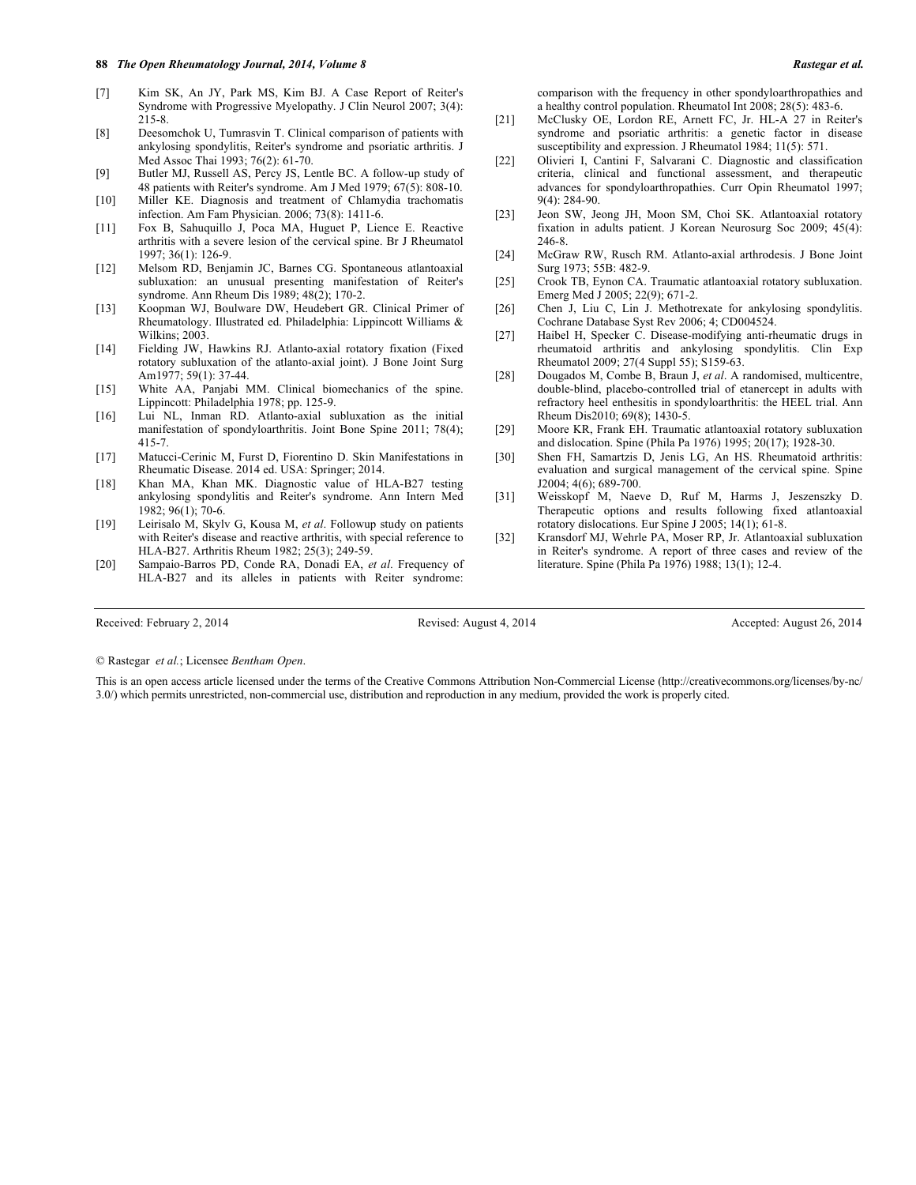[7] Kim SK, An JY, Park MS, Kim BJ. A Case Report of Reiter's Syndrome with Progressive Myelopathy. J Clin Neurol 2007; 3(4): 215-8.

[8] Deesomchok U, Tumrasvin T. Clinical comparison of patients with ankylosing spondylitis, Reiter's syndrome and psoriatic arthritis. J Med Assoc Thai 1993; 76(2): 61-70.

[9] Butler MJ, Russell AS, Percy JS, Lentle BC. A follow-up study of 48 patients with Reiter's syndrome. Am J Med 1979; 67(5): 808-10.

[10] Miller KE. Diagnosis and treatment of Chlamydia trachomatis infection. Am Fam Physician. 2006; 73(8): 1411-6.

[11] Fox B, Sahuquillo J, Poca MA, Huguet P, Lience E. Reactive arthritis with a severe lesion of the cervical spine. Br J Rheumatol 1997; 36(1): 126-9.

[12] Melsom RD, Benjamin JC, Barnes CG. Spontaneous atlantoaxial subluxation: an unusual presenting manifestation of Reiter's syndrome. Ann Rheum Dis 1989; 48(2); 170-2.

[13] Koopman WJ, Boulware DW, Heudebert GR. Clinical Primer of Rheumatology. Illustrated ed. Philadelphia: Lippincott Williams & Wilkins; 2003.

[14] Fielding JW, Hawkins RJ. Atlanto-axial rotatory fixation (Fixed rotatory subluxation of the atlanto-axial joint). J Bone Joint Surg Am1977; 59(1): 37-44.

[15] White AA, Panjabi MM. Clinical biomechanics of the spine. Lippincott: Philadelphia 1978; pp. 125-9.

[16] Lui NL, Inman RD. Atlanto-axial subluxation as the initial manifestation of spondyloarthritis. Joint Bone Spine 2011; 78(4); 415-7.

[17] Matucci-Cerinic M, Furst D, Fiorentino D. Skin Manifestations in Rheumatic Disease. 2014 ed. USA: Springer; 2014.

[18] Khan MA, Khan MK. Diagnostic value of HLA-B27 testing ankylosing spondylitis and Reiter's syndrome. Ann Intern Med 1982; 96(1); 70-6.

[19] Leirisalo M, Skylv G, Kousa M, *et al*. Followup study on patients with Reiter's disease and reactive arthritis, with special reference to HLA-B27. Arthritis Rheum 1982; 25(3); 249-59.

[20] Sampaio-Barros PD, Conde RA, Donadi EA, *et al*. Frequency of HLA-B27 and its alleles in patients with Reiter syndrome: comparison with the frequency in other spondyloarthropathies and a healthy control population. Rheumatol Int 2008; 28(5): 483-6.

[21] McClusky OE, Lordon RE, Arnett FC, Jr. HL-A 27 in Reiter's syndrome and psoriatic arthritis: a genetic factor in disease susceptibility and expression. J Rheumatol 1984; 11(5): 571.

[22] Olivieri I, Cantini F, Salvarani C. Diagnostic and classification criteria, clinical and functional assessment, and therapeutic advances for spondyloarthropathies. Curr Opin Rheumatol 1997; 9(4): 284-90.

[23] Jeon SW, Jeong JH, Moon SM, Choi SK. Atlantoaxial rotatory fixation in adults patient. J Korean Neurosurg Soc 2009; 45(4): 246-8.

[24] McGraw RW, Rusch RM. Atlanto-axial arthrodesis. J Bone Joint Surg 1973; 55B: 482-9.

[25] Crook TB, Eynon CA. Traumatic atlantoaxial rotatory subluxation. Emerg Med J 2005; 22(9); 671-2.

[26] Chen J, Liu C, Lin J. Methotrexate for ankylosing spondylitis. Cochrane Database Syst Rev 2006; 4; CD004524.

[27] Haibel H, Specker C. Disease-modifying anti-rheumatic drugs in rheumatoid arthritis and ankylosing spondylitis. Clin Exp Rheumatol 2009; 27(4 Suppl 55); S159-63.

[28] Dougados M, Combe B, Braun J, *et al*. A randomised, multicentre, double-blind, placebo-controlled trial of etanercept in adults with refractory heel enthesitis in spondyloarthritis: the HEEL trial. Ann Rheum Dis2010; 69(8); 1430-5.

[29] Moore KR, Frank EH. Traumatic atlantoaxial rotatory subluxation and dislocation. Spine (Phila Pa 1976) 1995; 20(17); 1928-30.

[30] Shen FH, Samartzis D, Jenis LG, An HS. Rheumatoid arthritis: evaluation and surgical management of the cervical spine. Spine J2004; 4(6); 689-700.

[31] Weisskopf M, Naeve D, Ruf M, Harms J, Jeszenszky D. Therapeutic options and results following fixed atlantoaxial rotatory dislocations. Eur Spine J 2005; 14(1); 61-8.

[32] Kransdorf MJ, Wehrle PA, Moser RP, Jr. Atlantoaxial subluxation in Reiter's syndrome. A report of three cases and review of the literature. Spine (Phila Pa 1976) 1988; 13(1); 12-4.

Received: February 2, 2014 Revised: August 4, 2014 Accepted: August 26, 2014

© Rastegar *et al.*; Licensee *Bentham Open*.

This is an open access article licensed under the terms of the Creative Commons Attribution Non-Commercial License (http://creativecommons.org/licenses/by-nc/3.0/) which permits unrestricted, non-commercial use, distribution and reproduction in any medium, provided the work is properly cited.